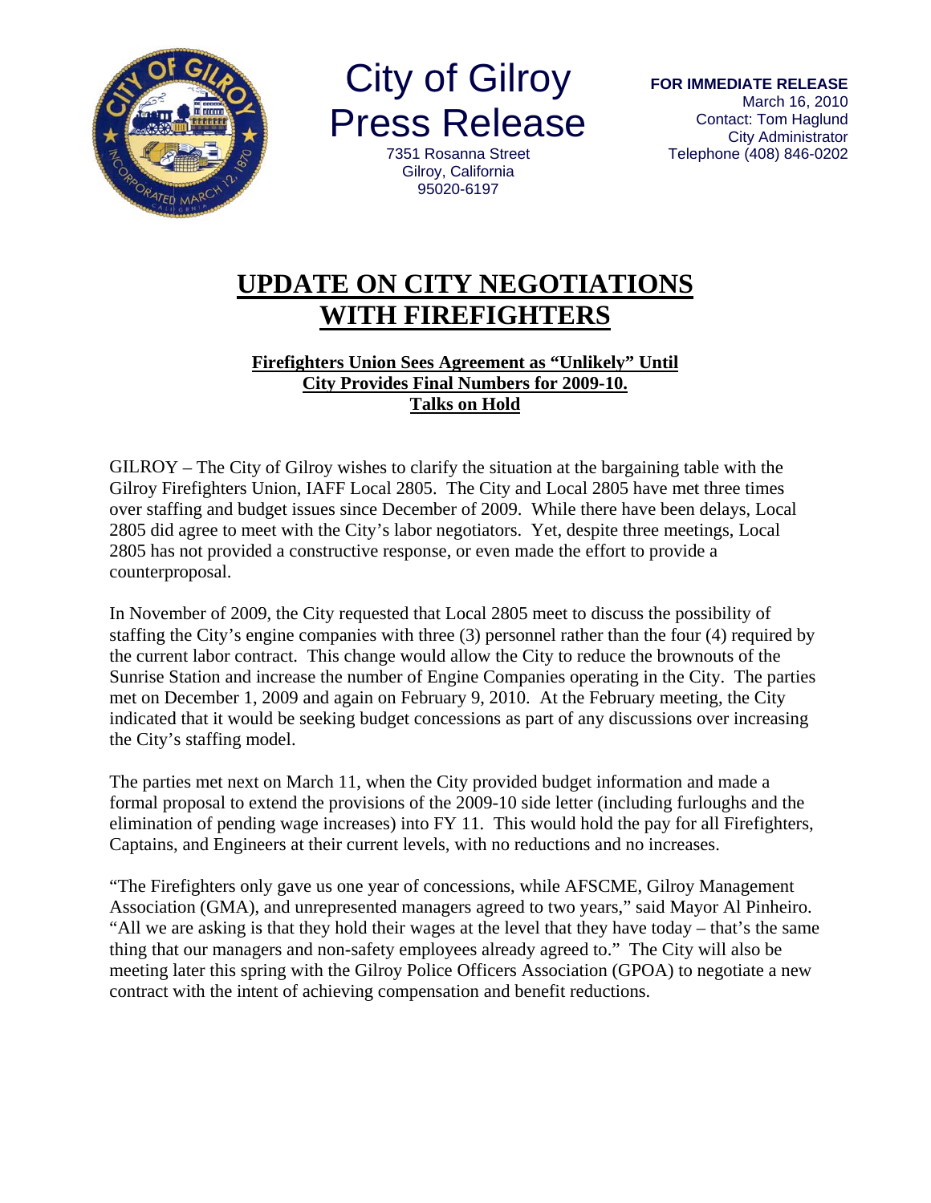# City of Gilroy Press Release

7351 Rosanna Street
Gilroy, California
95020-6197

**FOR IMMEDIATE RELEASE**
March 16, 2010
Contact: Tom Haglund
City Administrator
Telephone (408) 846-0202

## UPDATE ON CITY NEGOTIATIONS WITH FIREFIGHTERS

### Firefighters Union Sees Agreement as "Unlikely" Until City Provides Final Numbers for 2009-10. Talks on Hold

GILROY – The City of Gilroy wishes to clarify the situation at the bargaining table with the Gilroy Firefighters Union, IAFF Local 2805. The City and Local 2805 have met three times over staffing and budget issues since December of 2009. While there have been delays, Local 2805 did agree to meet with the City's labor negotiators. Yet, despite three meetings, Local 2805 has not provided a constructive response, or even made the effort to provide a counterproposal.

In November of 2009, the City requested that Local 2805 meet to discuss the possibility of staffing the City's engine companies with three (3) personnel rather than the four (4) required by the current labor contract. This change would allow the City to reduce the brownouts of the Sunrise Station and increase the number of Engine Companies operating in the City. The parties met on December 1, 2009 and again on February 9, 2010. At the February meeting, the City indicated that it would be seeking budget concessions as part of any discussions over increasing the City's staffing model.

The parties met next on March 11, when the City provided budget information and made a formal proposal to extend the provisions of the 2009-10 side letter (including furloughs and the elimination of pending wage increases) into FY 11. This would hold the pay for all Firefighters, Captains, and Engineers at their current levels, with no reductions and no increases.

"The Firefighters only gave us one year of concessions, while AFSCME, Gilroy Management Association (GMA), and unrepresented managers agreed to two years," said Mayor Al Pinheiro. "All we are asking is that they hold their wages at the level that they have today – that's the same thing that our managers and non-safety employees already agreed to." The City will also be meeting later this spring with the Gilroy Police Officers Association (GPOA) to negotiate a new contract with the intent of achieving compensation and benefit reductions.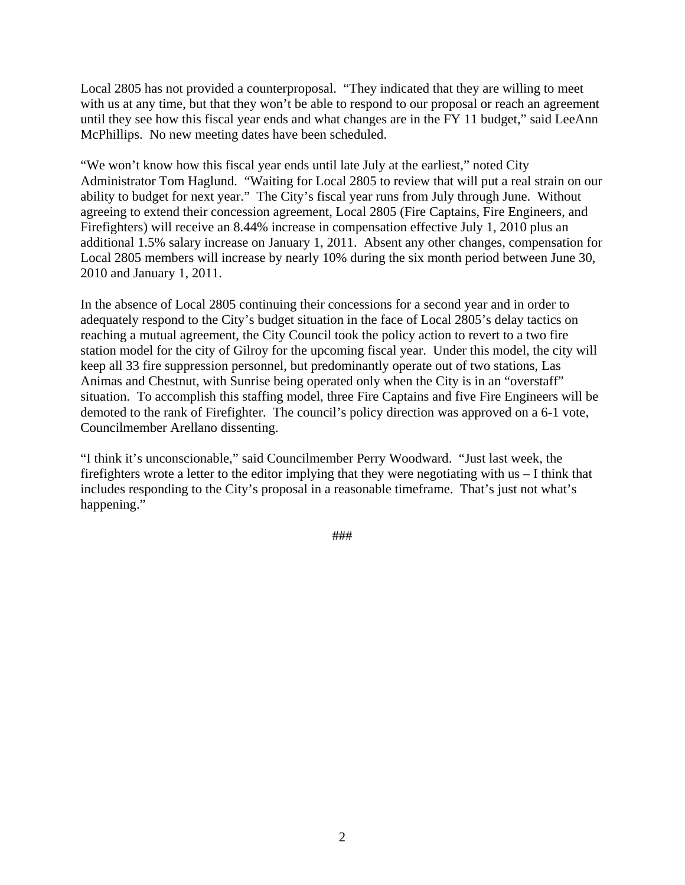Local 2805 has not provided a counterproposal. "They indicated that they are willing to meet with us at any time, but that they won't be able to respond to our proposal or reach an agreement until they see how this fiscal year ends and what changes are in the FY 11 budget," said LeeAnn McPhillips. No new meeting dates have been scheduled.

"We won't know how this fiscal year ends until late July at the earliest," noted City Administrator Tom Haglund. "Waiting for Local 2805 to review that will put a real strain on our ability to budget for next year." The City's fiscal year runs from July through June. Without agreeing to extend their concession agreement, Local 2805 (Fire Captains, Fire Engineers, and Firefighters) will receive an 8.44% increase in compensation effective July 1, 2010 plus an additional 1.5% salary increase on January 1, 2011. Absent any other changes, compensation for Local 2805 members will increase by nearly 10% during the six month period between June 30, 2010 and January 1, 2011.

In the absence of Local 2805 continuing their concessions for a second year and in order to adequately respond to the City's budget situation in the face of Local 2805's delay tactics on reaching a mutual agreement, the City Council took the policy action to revert to a two fire station model for the city of Gilroy for the upcoming fiscal year. Under this model, the city will keep all 33 fire suppression personnel, but predominantly operate out of two stations, Las Animas and Chestnut, with Sunrise being operated only when the City is in an "overstaff" situation. To accomplish this staffing model, three Fire Captains and five Fire Engineers will be demoted to the rank of Firefighter. The council's policy direction was approved on a 6-1 vote, Councilmember Arellano dissenting.

"I think it's unconscionable," said Councilmember Perry Woodward. "Just last week, the firefighters wrote a letter to the editor implying that they were negotiating with us – I think that includes responding to the City's proposal in a reasonable timeframe. That's just not what's happening."

###